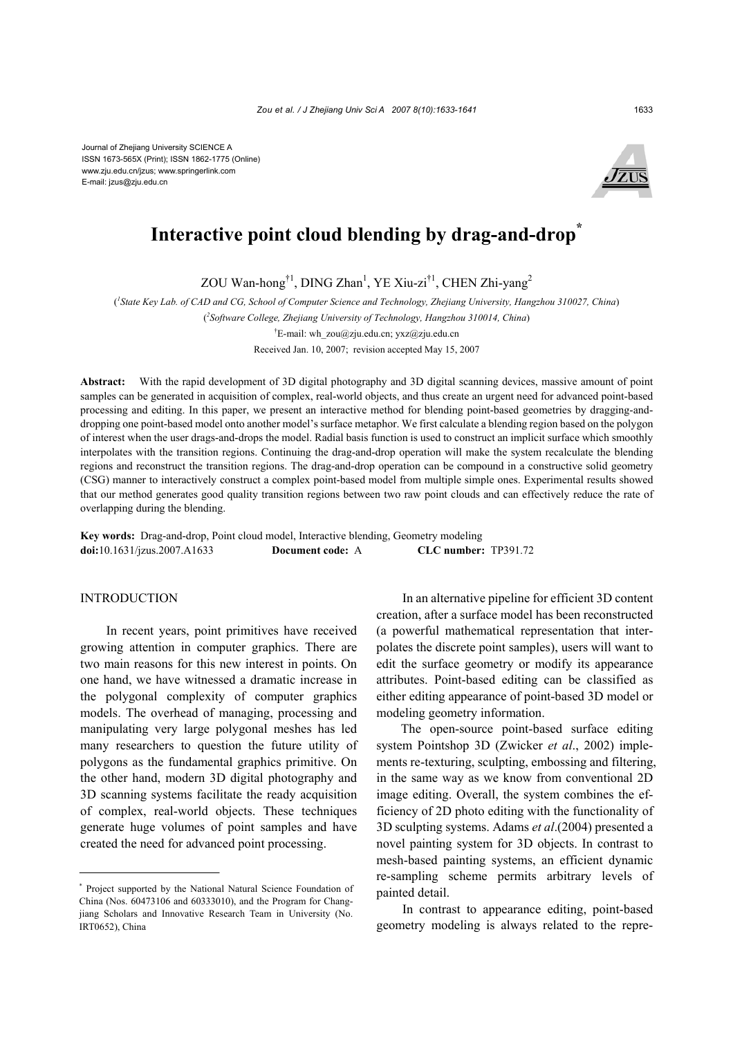Journal of Zhejiang University SCIENCE A
ISSN 1673-565X (Print); ISSN 1862-1775 (Online)
www.zju.edu.cn/jzus; www.springerlink.com
E-mail: jzus@zju.edu.cn

# Interactive point cloud blending by drag-and-drop*

ZOU Wan-hong†1, DING Zhan[1], YE Xiu-zi†1, CHEN Zhi-yang[2]

([1]State Key Lab. of CAD and CG, School of Computer Science and Technology, Zhejiang University, Hangzhou 310027, China)

([2]Software College, Zhejiang University of Technology, Hangzhou 310014, China)

†E-mail: wh_zou@zju.edu.cn; yxz@zju.edu.cn

Received Jan. 10, 2007; revision accepted May 15, 2007

**Abstract:** With the rapid development of 3D digital photography and 3D digital scanning devices, massive amount of point samples can be generated in acquisition of complex, real-world objects, and thus create an urgent need for advanced point-based processing and editing. In this paper, we present an interactive method for blending point-based geometries by dragging-and-dropping one point-based model onto another model's surface metaphor. We first calculate a blending region based on the polygon of interest when the user drags-and-drops the model. Radial basis function is used to construct an implicit surface which smoothly interpolates with the transition regions. Continuing the drag-and-drop operation will make the system recalculate the blending regions and reconstruct the transition regions. The drag-and-drop operation can be compound in a constructive solid geometry (CSG) manner to interactively construct a complex point-based model from multiple simple ones. Experimental results showed that our method generates good quality transition regions between two raw point clouds and can effectively reduce the rate of overlapping during the blending.

**Key words:** Drag-and-drop, Point cloud model, Interactive blending, Geometry modeling
**doi:**10.1631/jzus.2007.A1633 **Document code:** A **CLC number:** TP391.72

## INTRODUCTION

In recent years, point primitives have received growing attention in computer graphics. There are two main reasons for this new interest in points. On one hand, we have witnessed a dramatic increase in the polygonal complexity of computer graphics models. The overhead of managing, processing and manipulating very large polygonal meshes has led many researchers to question the future utility of polygons as the fundamental graphics primitive. On the other hand, modern 3D digital photography and 3D scanning systems facilitate the ready acquisition of complex, real-world objects. These techniques generate huge volumes of point samples and have created the need for advanced point processing.

In an alternative pipeline for efficient 3D content creation, after a surface model has been reconstructed (a powerful mathematical representation that interpolates the discrete point samples), users will want to edit the surface geometry or modify its appearance attributes. Point-based editing can be classified as either editing appearance of point-based 3D model or modeling geometry information.

The open-source point-based surface editing system Pointshop 3D (Zwicker *et al*., 2002) implements re-texturing, sculpting, embossing and filtering, in the same way as we know from conventional 2D image editing. Overall, the system combines the efficiency of 2D photo editing with the functionality of 3D sculpting systems. Adams *et al*.(2004) presented a novel painting system for 3D objects. In contrast to mesh-based painting systems, an efficient dynamic re-sampling scheme permits arbitrary levels of painted detail.

In contrast to appearance editing, point-based geometry modeling is always related to the repre-

---

* Project supported by the National Natural Science Foundation of China (Nos. 60473106 and 60333010), and the Program for Changjiang Scholars and Innovative Research Team in University (No. IRT0652), China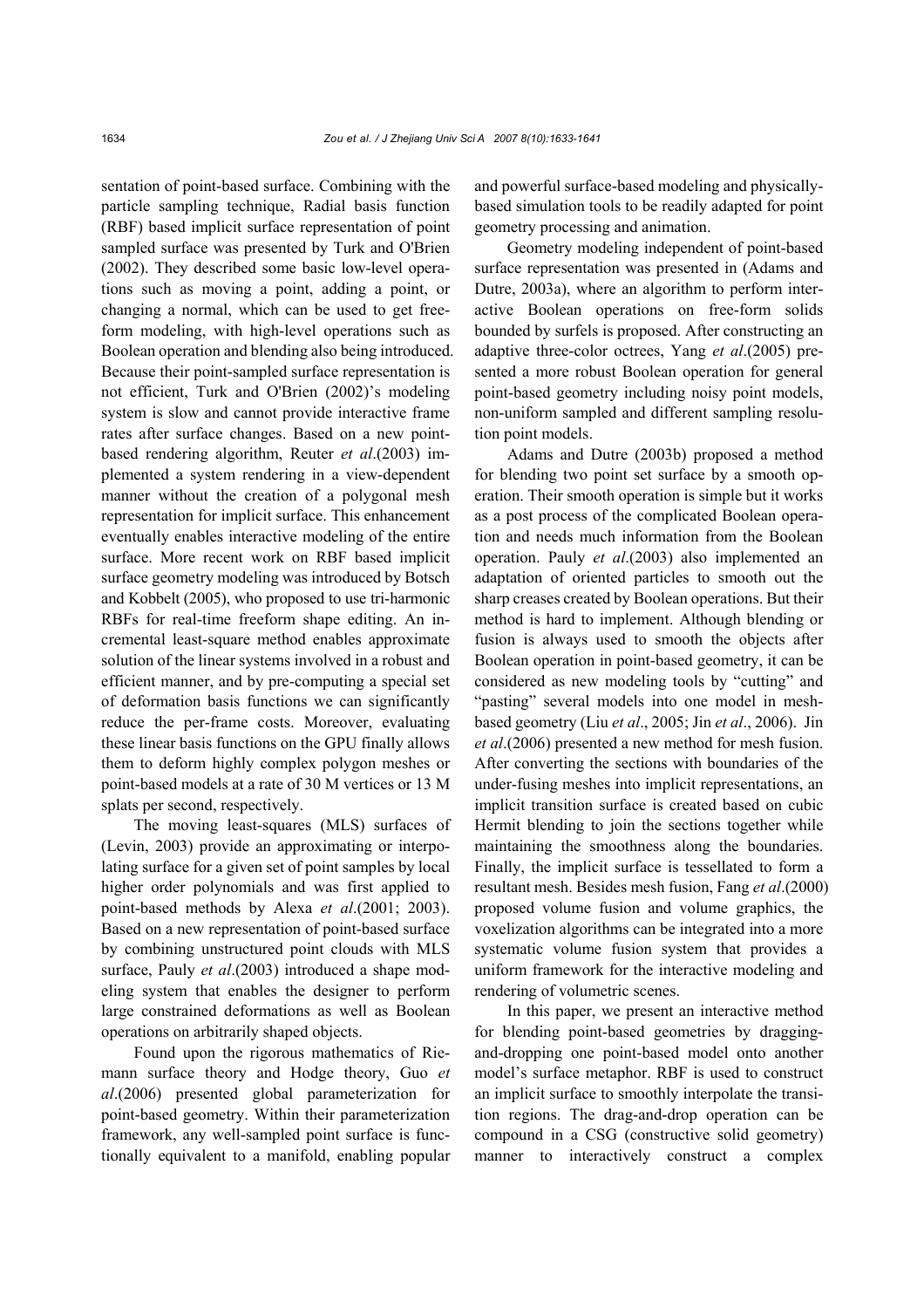sentation of point-based surface. Combining with the particle sampling technique, Radial basis function (RBF) based implicit surface representation of point sampled surface was presented by Turk and O'Brien (2002). They described some basic low-level operations such as moving a point, adding a point, or changing a normal, which can be used to get free-form modeling, with high-level operations such as Boolean operation and blending also being introduced. Because their point-sampled surface representation is not efficient, Turk and O'Brien (2002)'s modeling system is slow and cannot provide interactive frame rates after surface changes. Based on a new point-based rendering algorithm, Reuter *et al*.(2003) implemented a system rendering in a view-dependent manner without the creation of a polygonal mesh representation for implicit surface. This enhancement eventually enables interactive modeling of the entire surface. More recent work on RBF based implicit surface geometry modeling was introduced by Botsch and Kobbelt (2005), who proposed to use tri-harmonic RBFs for real-time freeform shape editing. An incremental least-square method enables approximate solution of the linear systems involved in a robust and efficient manner, and by pre-computing a special set of deformation basis functions we can significantly reduce the per-frame costs. Moreover, evaluating these linear basis functions on the GPU finally allows them to deform highly complex polygon meshes or point-based models at a rate of 30 M vertices or 13 M splats per second, respectively.

The moving least-squares (MLS) surfaces of (Levin, 2003) provide an approximating or interpolating surface for a given set of point samples by local higher order polynomials and was first applied to point-based methods by Alexa *et al*.(2001; 2003). Based on a new representation of point-based surface by combining unstructured point clouds with MLS surface, Pauly *et al*.(2003) introduced a shape modeling system that enables the designer to perform large constrained deformations as well as Boolean operations on arbitrarily shaped objects.

Found upon the rigorous mathematics of Riemann surface theory and Hodge theory, Guo *et al*.(2006) presented global parameterization for point-based geometry. Within their parameterization framework, any well-sampled point surface is functionally equivalent to a manifold, enabling popular and powerful surface-based modeling and physically-based simulation tools to be readily adapted for point geometry processing and animation.

Geometry modeling independent of point-based surface representation was presented in (Adams and Dutre, 2003a), where an algorithm to perform interactive Boolean operations on free-form solids bounded by surfels is proposed. After constructing an adaptive three-color octrees, Yang *et al*.(2005) presented a more robust Boolean operation for general point-based geometry including noisy point models, non-uniform sampled and different sampling resolution point models.

Adams and Dutre (2003b) proposed a method for blending two point set surface by a smooth operation. Their smooth operation is simple but it works as a post process of the complicated Boolean operation and needs much information from the Boolean operation. Pauly *et al*.(2003) also implemented an adaptation of oriented particles to smooth out the sharp creases created by Boolean operations. But their method is hard to implement. Although blending or fusion is always used to smooth the objects after Boolean operation in point-based geometry, it can be considered as new modeling tools by "cutting" and "pasting" several models into one model in mesh-based geometry (Liu *et al*., 2005; Jin *et al*., 2006). Jin *et al*.(2006) presented a new method for mesh fusion. After converting the sections with boundaries of the under-fusing meshes into implicit representations, an implicit transition surface is created based on cubic Hermit blending to join the sections together while maintaining the smoothness along the boundaries. Finally, the implicit surface is tessellated to form a resultant mesh. Besides mesh fusion, Fang *et al*.(2000) proposed volume fusion and volume graphics, the voxelization algorithms can be integrated into a more systematic volume fusion system that provides a uniform framework for the interactive modeling and rendering of volumetric scenes.

In this paper, we present an interactive method for blending point-based geometries by dragging-and-dropping one point-based model onto another model's surface metaphor. RBF is used to construct an implicit surface to smoothly interpolate the transition regions. The drag-and-drop operation can be compound in a CSG (constructive solid geometry) manner to interactively construct a complex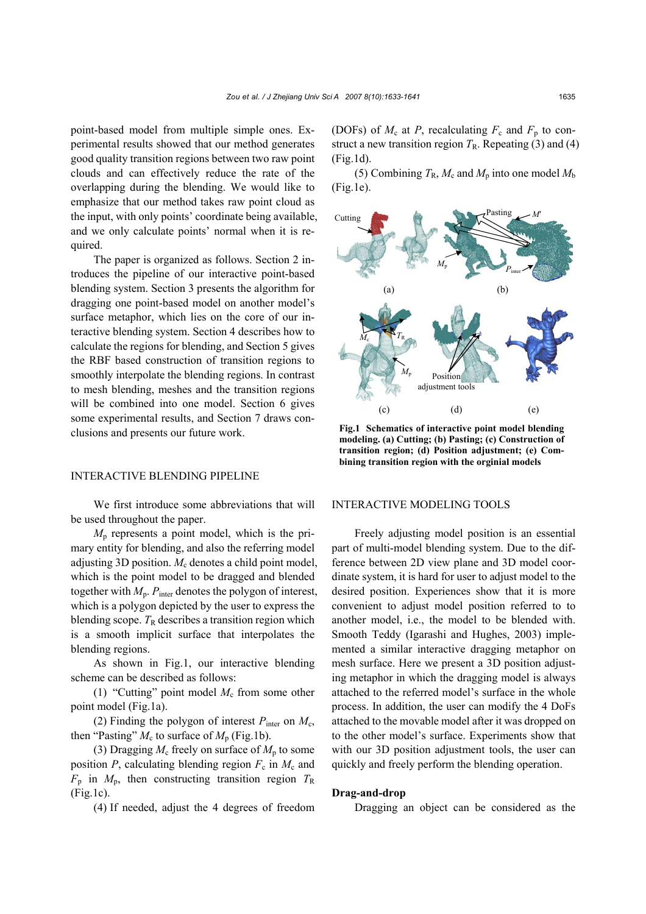point-based model from multiple simple ones. Experimental results showed that our method generates good quality transition regions between two raw point clouds and can effectively reduce the rate of the overlapping during the blending. We would like to emphasize that our method takes raw point cloud as the input, with only points' coordinate being available, and we only calculate points' normal when it is required.

The paper is organized as follows. Section 2 introduces the pipeline of our interactive point-based blending system. Section 3 presents the algorithm for dragging one point-based model on another model's surface metaphor, which lies on the core of our interactive blending system. Section 4 describes how to calculate the regions for blending, and Section 5 gives the RBF based construction of transition regions to smoothly interpolate the blending regions. In contrast to mesh blending, meshes and the transition regions will be combined into one model. Section 6 gives some experimental results, and Section 7 draws conclusions and presents our future work.

## INTERACTIVE BLENDING PIPELINE

We first introduce some abbreviations that will be used throughout the paper.

$M_p$ represents a point model, which is the primary entity for blending, and also the referring model adjusting 3D position. $M_c$ denotes a child point model, which is the point model to be dragged and blended together with $M_p$. $P_{inter}$ denotes the polygon of interest, which is a polygon depicted by the user to express the blending scope. $T_R$ describes a transition region which is a smooth implicit surface that interpolates the blending regions.

As shown in Fig.1, our interactive blending scheme can be described as follows:

(1) "Cutting" point model $M_c$ from some other point model (Fig.1a).

(2) Finding the polygon of interest $P_{inter}$ on $M_c$, then "Pasting" $M_c$ to surface of $M_p$ (Fig.1b).

(3) Dragging $M_c$ freely on surface of $M_p$ to some position $P$, calculating blending region $F_c$ in $M_c$ and $F_p$ in $M_p$, then constructing transition region $T_R$ (Fig.1c).

(4) If needed, adjust the 4 degrees of freedom (DOFs) of $M_c$ at $P$, recalculating $F_c$ and $F_p$ to construct a new transition region $T_R$. Repeating (3) and (4) (Fig.1d).

(5) Combining $T_R$, $M_c$ and $M_p$ into one model $M_b$ (Fig.1e).

**Fig.1 Schematics of interactive point model blending modeling. (a) Cutting; (b) Pasting; (c) Construction of transition region; (d) Position adjustment; (e) Combining transition region with the orginial models**

## INTERACTIVE MODELING TOOLS

Freely adjusting model position is an essential part of multi-model blending system. Due to the difference between 2D view plane and 3D model coordinate system, it is hard for user to adjust model to the desired position. Experiences show that it is more convenient to adjust model position referred to to another model, i.e., the model to be blended with. Smooth Teddy (Igarashi and Hughes, 2003) implemented a similar interactive dragging metaphor on mesh surface. Here we present a 3D position adjusting metaphor in which the dragging model is always attached to the referred model's surface in the whole process. In addition, the user can modify the 4 DoFs attached to the movable model after it was dropped on to the other model's surface. Experiments show that with our 3D position adjustment tools, the user can quickly and freely perform the blending operation.

### Drag-and-drop

Dragging an object can be considered as the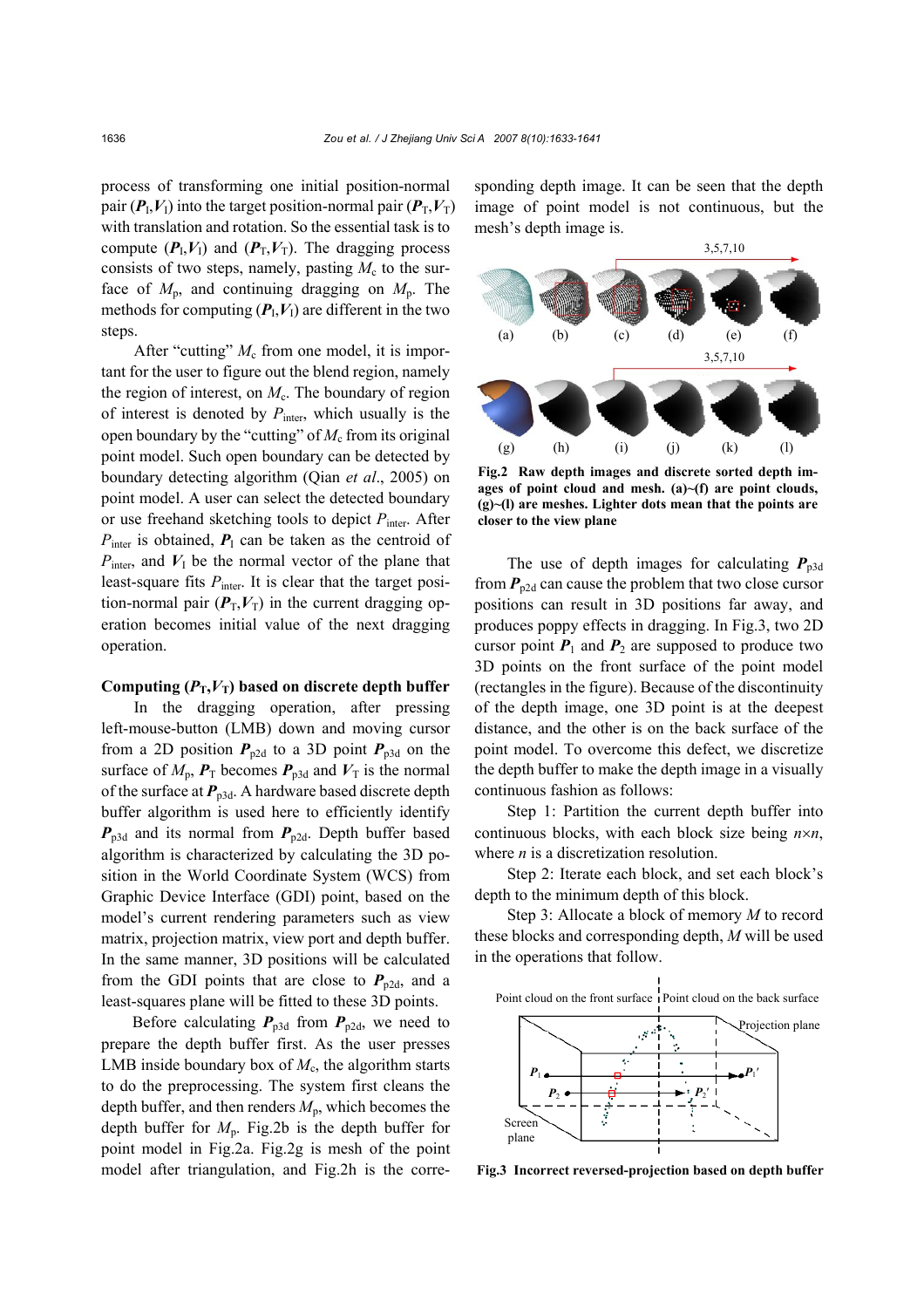process of transforming one initial position-normal pair ($\boldsymbol{P}_\mathrm{I}$,$\boldsymbol{V}_\mathrm{I}$) into the target position-normal pair ($\boldsymbol{P}_\mathrm{T}$,$\boldsymbol{V}_\mathrm{T}$) with translation and rotation. So the essential task is to compute ($\boldsymbol{P}_\mathrm{I}$,$\boldsymbol{V}_\mathrm{I}$) and ($\boldsymbol{P}_\mathrm{T}$,$\boldsymbol{V}_\mathrm{T}$). The dragging process consists of two steps, namely, pasting $M_\mathrm{c}$ to the surface of $M_\mathrm{p}$, and continuing dragging on $M_\mathrm{p}$. The methods for computing ($\boldsymbol{P}_\mathrm{I}$,$\boldsymbol{V}_\mathrm{I}$) are different in the two steps.

After "cutting" $M_\mathrm{c}$ from one model, it is important for the user to figure out the blend region, namely the region of interest, on $M_\mathrm{c}$. The boundary of region of interest is denoted by $P_\mathrm{inter}$, which usually is the open boundary by the "cutting" of $M_\mathrm{c}$ from its original point model. Such open boundary can be detected by boundary detecting algorithm (Qian *et al*., 2005) on point model. A user can select the detected boundary or use freehand sketching tools to depict $P_\mathrm{inter}$. After $P_\mathrm{inter}$ is obtained, $\boldsymbol{P}_\mathrm{I}$ can be taken as the centroid of $P_\mathrm{inter}$, and $\boldsymbol{V}_\mathrm{I}$ be the normal vector of the plane that least-square fits $P_\mathrm{inter}$. It is clear that the target position-normal pair ($\boldsymbol{P}_\mathrm{T}$,$\boldsymbol{V}_\mathrm{T}$) in the current dragging operation becomes initial value of the next dragging operation.

**Computing ($\boldsymbol{P}_\mathrm{T}$,$\boldsymbol{V}_\mathrm{T}$) based on discrete depth buffer**

In the dragging operation, after pressing left-mouse-button (LMB) down and moving cursor from a 2D position $\boldsymbol{P}_\mathrm{p2d}$ to a 3D point $\boldsymbol{P}_\mathrm{p3d}$ on the surface of $M_\mathrm{p}$, $\boldsymbol{P}_\mathrm{T}$ becomes $\boldsymbol{P}_\mathrm{p3d}$ and $\boldsymbol{V}_\mathrm{T}$ is the normal of the surface at $\boldsymbol{P}_\mathrm{p3d}$. A hardware based discrete depth buffer algorithm is used here to efficiently identify $\boldsymbol{P}_\mathrm{p3d}$ and its normal from $\boldsymbol{P}_\mathrm{p2d}$. Depth buffer based algorithm is characterized by calculating the 3D position in the World Coordinate System (WCS) from Graphic Device Interface (GDI) point, based on the model's current rendering parameters such as view matrix, projection matrix, view port and depth buffer. In the same manner, 3D positions will be calculated from the GDI points that are close to $\boldsymbol{P}_\mathrm{p2d}$, and a least-squares plane will be fitted to these 3D points.

Before calculating $\boldsymbol{P}_\mathrm{p3d}$ from $\boldsymbol{P}_\mathrm{p2d}$, we need to prepare the depth buffer first. As the user presses LMB inside boundary box of $M_\mathrm{c}$, the algorithm starts to do the preprocessing. The system first cleans the depth buffer, and then renders $M_\mathrm{p}$, which becomes the depth buffer for $M_\mathrm{p}$. Fig.2b is the depth buffer for point model in Fig.2a. Fig.2g is mesh of the point model after triangulation, and Fig.2h is the corresponding depth image. It can be seen that the depth image of point model is not continuous, but the mesh's depth image is.

**Fig.2 Raw depth images and discrete sorted depth images of point cloud and mesh. (a)~(f) are point clouds, (g)~(l) are meshes. Lighter dots mean that the points are closer to the view plane**

The use of depth images for calculating $\boldsymbol{P}_\mathrm{p3d}$ from $\boldsymbol{P}_\mathrm{p2d}$ can cause the problem that two close cursor positions can result in 3D positions far away, and produces poppy effects in dragging. In Fig.3, two 2D cursor point $\boldsymbol{P}_1$ and $\boldsymbol{P}_2$ are supposed to produce two 3D points on the front surface of the point model (rectangles in the figure). Because of the discontinuity of the depth image, one 3D point is at the deepest distance, and the other is on the back surface of the point model. To overcome this defect, we discretize the depth buffer to make the depth image in a visually continuous fashion as follows:

Step 1: Partition the current depth buffer into continuous blocks, with each block size being $n\times n$, where $n$ is a discretization resolution.

Step 2: Iterate each block, and set each block's depth to the minimum depth of this block.

Step 3: Allocate a block of memory $M$ to record these blocks and corresponding depth, $M$ will be used in the operations that follow.

**Fig.3 Incorrect reversed-projection based on depth buffer**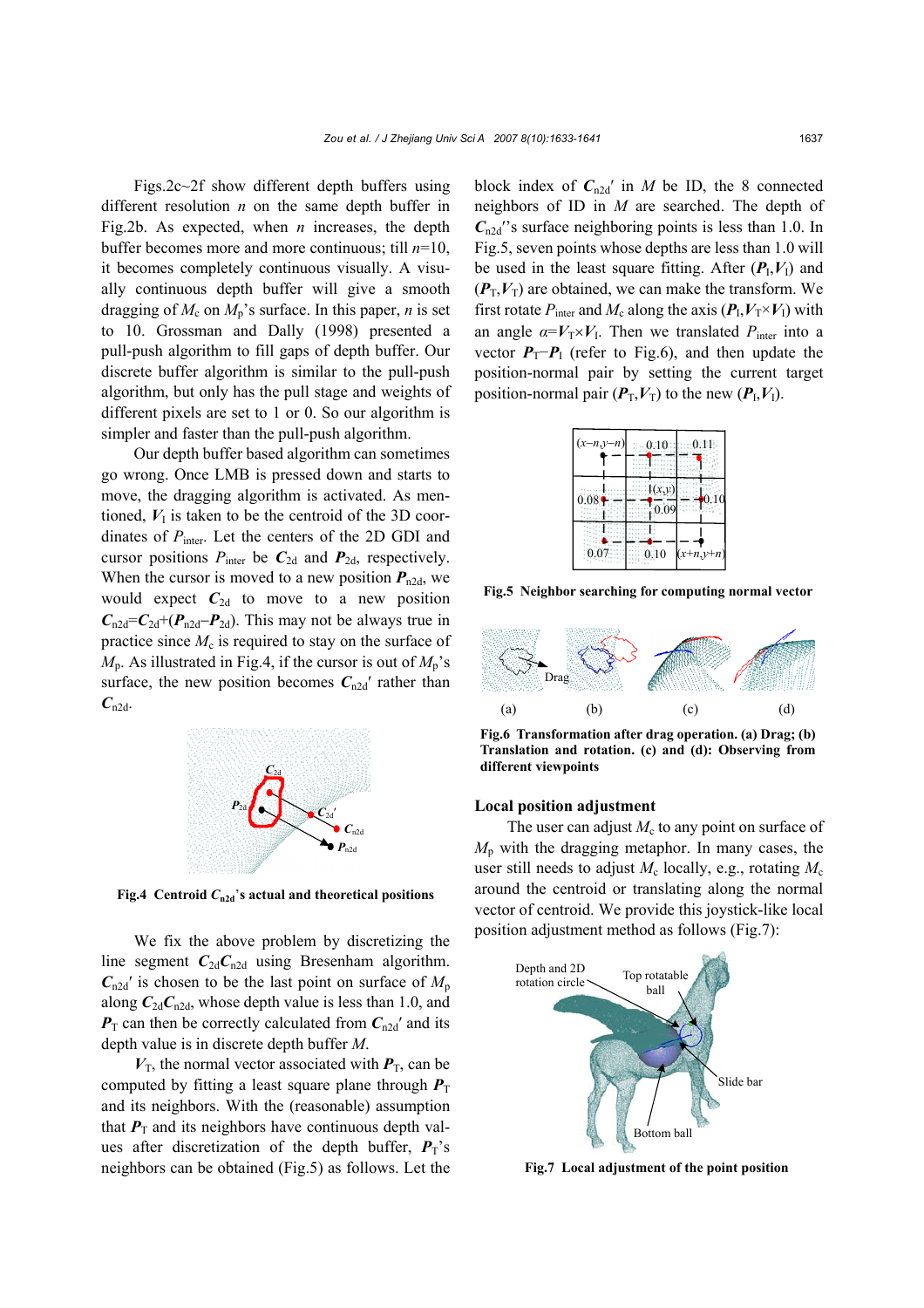Figs.2c~2f show different depth buffers using different resolution $n$ on the same depth buffer in Fig.2b. As expected, when $n$ increases, the depth buffer becomes more and more continuous; till $n$=10, it becomes completely continuous visually. A visually continuous depth buffer will give a smooth dragging of $M_c$ on $M_p$'s surface. In this paper, $n$ is set to 10. Grossman and Dally (1998) presented a pull-push algorithm to fill gaps of depth buffer. Our discrete buffer algorithm is similar to the pull-push algorithm, but only has the pull stage and weights of different pixels are set to 1 or 0. So our algorithm is simpler and faster than the pull-push algorithm.

Our depth buffer based algorithm can sometimes go wrong. Once LMB is pressed down and starts to move, the dragging algorithm is activated. As mentioned, $V_I$ is taken to be the centroid of the 3D coordinates of $P_{inter}$. Let the centers of the 2D GDI and cursor positions $P_{inter}$ be $\boldsymbol{C}_{2d}$ and $\boldsymbol{P}_{2d}$, respectively. When the cursor is moved to a new position $\boldsymbol{P}_{n2d}$, we would expect $\boldsymbol{C}_{2d}$ to move to a new position $\boldsymbol{C}_{n2d}=\boldsymbol{C}_{2d}+(\boldsymbol{P}_{n2d}-\boldsymbol{P}_{2d})$. This may not be always true in practice since $M_c$ is required to stay on the surface of $M_p$. As illustrated in Fig.4, if the cursor is out of $M_p$'s surface, the new position becomes $\boldsymbol{C}_{n2d}'$ rather than $\boldsymbol{C}_{n2d}$.

**Fig.4 Centroid $\boldsymbol{C}_{n2d}$'s actual and theoretical positions**

We fix the above problem by discretizing the line segment $\boldsymbol{C}_{2d}\boldsymbol{C}_{n2d}$ using Bresenham algorithm. $\boldsymbol{C}_{n2d}'$ is chosen to be the last point on surface of $M_p$ along $\boldsymbol{C}_{2d}\boldsymbol{C}_{n2d}$, whose depth value is less than 1.0, and $\boldsymbol{P}_T$ can then be correctly calculated from $\boldsymbol{C}_{n2d}'$ and its depth value is in discrete depth buffer $M$.

$\boldsymbol{V}_T$, the normal vector associated with $\boldsymbol{P}_T$, can be computed by fitting a least square plane through $\boldsymbol{P}_T$ and its neighbors. With the (reasonable) assumption that $\boldsymbol{P}_T$ and its neighbors have continuous depth values after discretization of the depth buffer, $\boldsymbol{P}_T$'s neighbors can be obtained (Fig.5) as follows. Let the block index of $\boldsymbol{C}_{n2d}'$ in $M$ be ID, the 8 connected neighbors of ID in $M$ are searched. The depth of $\boldsymbol{C}_{n2d}'$'s surface neighboring points is less than 1.0. In Fig.5, seven points whose depths are less than 1.0 will be used in the least square fitting. After $(\boldsymbol{P}_I,\boldsymbol{V}_I)$ and $(\boldsymbol{P}_T,\boldsymbol{V}_T)$ are obtained, we can make the transform. We first rotate $P_{inter}$ and $M_c$ along the axis $(\boldsymbol{P}_I,\boldsymbol{V}_T\times\boldsymbol{V}_I)$ with an angle $\alpha=\boldsymbol{V}_T\times\boldsymbol{V}_I$. Then we translated $P_{inter}$ into a vector $\boldsymbol{P}_T-\boldsymbol{P}_I$ (refer to Fig.6), and then update the position-normal pair by setting the current target position-normal pair $(\boldsymbol{P}_T,\boldsymbol{V}_T)$ to the new $(\boldsymbol{P}_I,\boldsymbol{V}_I)$.

**Fig.5 Neighbor searching for computing normal vector**

**Fig.6 Transformation after drag operation. (a) Drag; (b) Translation and rotation. (c) and (d): Observing from different viewpoints**

### Local position adjustment

The user can adjust $M_c$ to any point on surface of $M_p$ with the dragging metaphor. In many cases, the user still needs to adjust $M_c$ locally, e.g., rotating $M_c$ around the centroid or translating along the normal vector of centroid. We provide this joystick-like local position adjustment method as follows (Fig.7):

**Fig.7 Local adjustment of the point position**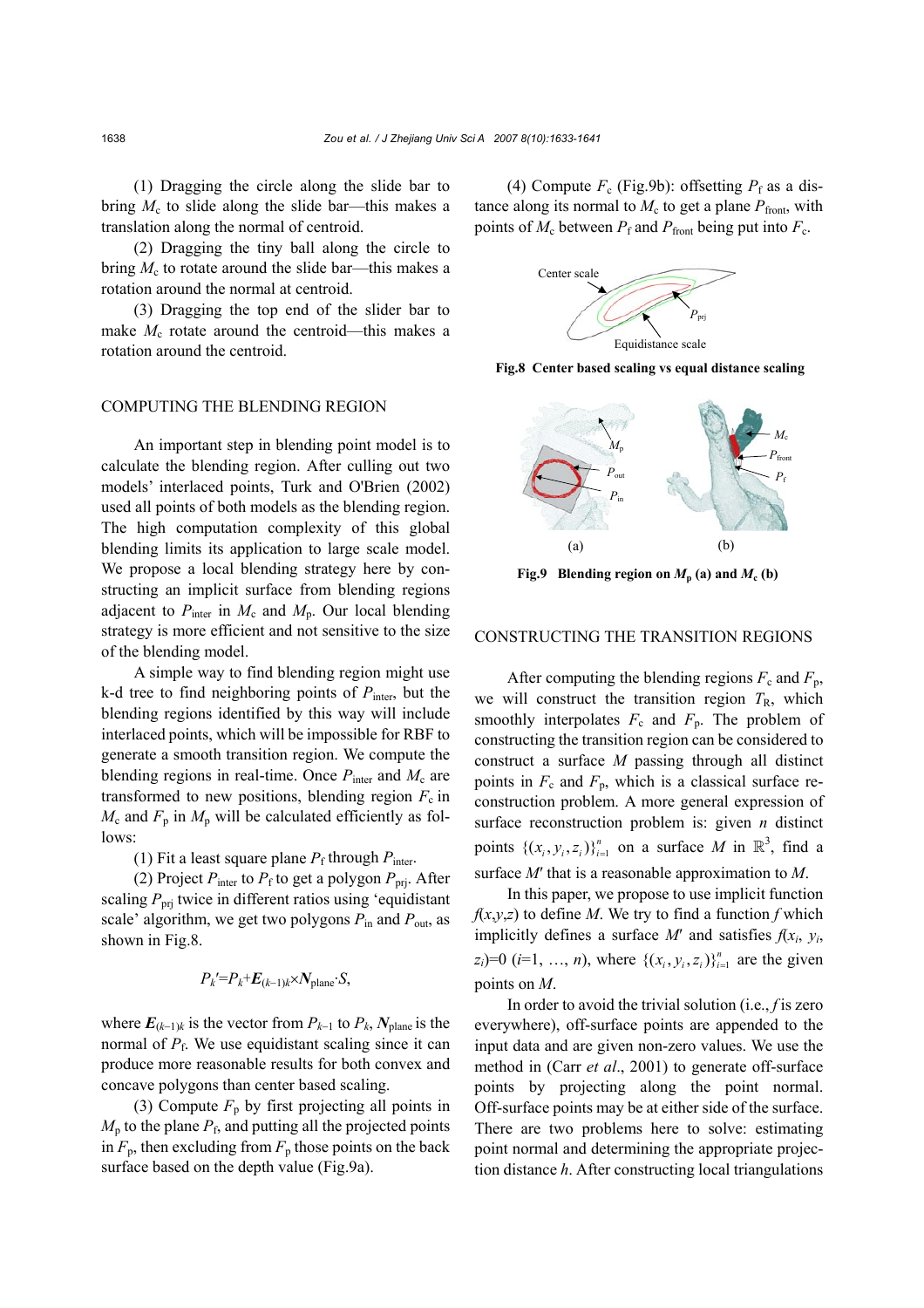(1) Dragging the circle along the slide bar to bring $M_c$ to slide along the slide bar—this makes a translation along the normal of centroid.

(2) Dragging the tiny ball along the circle to bring $M_c$ to rotate around the slide bar—this makes a rotation around the normal at centroid.

(3) Dragging the top end of the slider bar to make $M_c$ rotate around the centroid—this makes a rotation around the centroid.

## COMPUTING THE BLENDING REGION

An important step in blending point model is to calculate the blending region. After culling out two models' interlaced points, Turk and O'Brien (2002) used all points of both models as the blending region. The high computation complexity of this global blending limits its application to large scale model. We propose a local blending strategy here by constructing an implicit surface from blending regions adjacent to $P_{inter}$ in $M_c$ and $M_p$. Our local blending strategy is more efficient and not sensitive to the size of the blending model.

A simple way to find blending region might use k-d tree to find neighboring points of $P_{inter}$, but the blending regions identified by this way will include interlaced points, which will be impossible for RBF to generate a smooth transition region. We compute the blending regions in real-time. Once $P_{inter}$ and $M_c$ are transformed to new positions, blending region $F_c$ in $M_c$ and $F_p$ in $M_p$ will be calculated efficiently as follows:

(1) Fit a least square plane $P_f$ through $P_{inter}$.

(2) Project $P_{inter}$ to $P_f$ to get a polygon $P_{prj}$. After scaling $P_{prj}$ twice in different ratios using 'equidistant scale' algorithm, we get two polygons $P_{in}$ and $P_{out}$, as shown in Fig.8.

$$P_k' = P_k + \boldsymbol{E}_{(k-1)k} \times \boldsymbol{N}_{plane} \cdot S,$$

where $\boldsymbol{E}_{(k-1)k}$ is the vector from $P_{k-1}$ to $P_k$, $\boldsymbol{N}_{plane}$ is the normal of $P_f$. We use equidistant scaling since it can produce more reasonable results for both convex and concave polygons than center based scaling.

(3) Compute $F_p$ by first projecting all points in $M_p$ to the plane $P_f$, and putting all the projected points in $F_p$, then excluding from $F_p$ those points on the back surface based on the depth value (Fig.9a).

(4) Compute $F_c$ (Fig.9b): offsetting $P_f$ as a distance along its normal to $M_c$ to get a plane $P_{front}$, with points of $M_c$ between $P_f$ and $P_{front}$ being put into $F_c$.

**Fig.8 Center based scaling vs equal distance scaling**

**Fig.9 Blending region on $M_p$ (a) and $M_c$ (b)**

## CONSTRUCTING THE TRANSITION REGIONS

After computing the blending regions $F_c$ and $F_p$, we will construct the transition region $T_R$, which smoothly interpolates $F_c$ and $F_p$. The problem of constructing the transition region can be considered to construct a surface $M$ passing through all distinct points in $F_c$ and $F_p$, which is a classical surface reconstruction problem. A more general expression of surface reconstruction problem is: given $n$ distinct points $\{(x_i, y_i, z_i)\}_{i=1}^{n}$ on a surface $M$ in $\mathbb{R}^3$, find a surface $M'$ that is a reasonable approximation to $M$.

In this paper, we propose to use implicit function $f(x,y,z)$ to define $M$. We try to find a function $f$ which implicitly defines a surface $M'$ and satisfies $f(x_i, y_i, z_i)=0$ ($i$=1, …, $n$), where $\{(x_i, y_i, z_i)\}_{i=1}^{n}$ are the given points on $M$.

In order to avoid the trivial solution (i.e., $f$ is zero everywhere), off-surface points are appended to the input data and are given non-zero values. We use the method in (Carr *et al*., 2001) to generate off-surface points by projecting along the point normal. Off-surface points may be at either side of the surface. There are two problems here to solve: estimating point normal and determining the appropriate projection distance $h$. After constructing local triangulations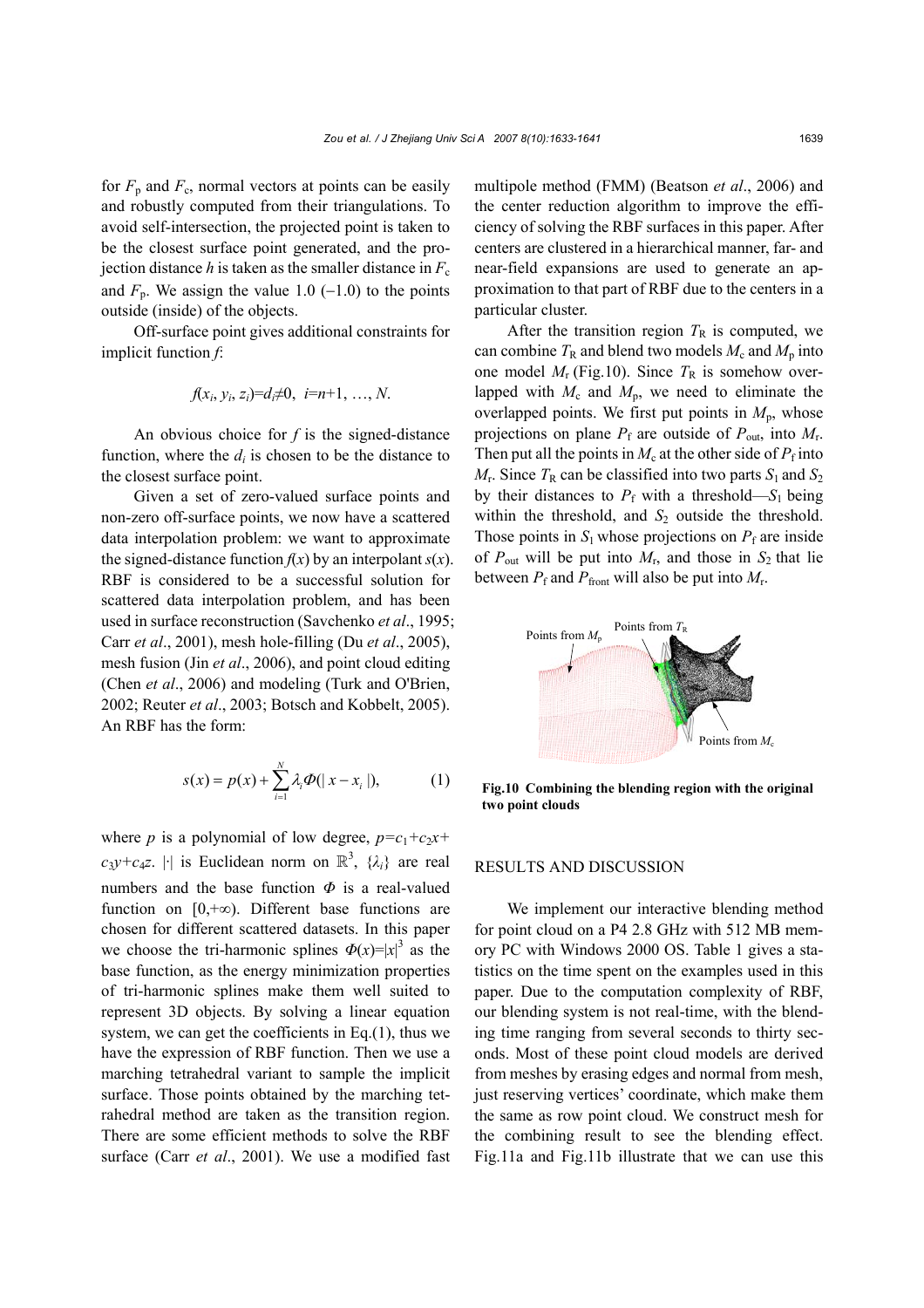for $F_p$ and $F_c$, normal vectors at points can be easily and robustly computed from their triangulations. To avoid self-intersection, the projected point is taken to be the closest surface point generated, and the projection distance $h$ is taken as the smaller distance in $F_c$ and $F_p$. We assign the value 1.0 (−1.0) to the points outside (inside) of the objects.

Off-surface point gives additional constraints for implicit function $f$:

$$f(x_i, y_i, z_i)=d_i \neq 0, \ \ i=n+1, \ldots, N.$$

An obvious choice for $f$ is the signed-distance function, where the $d_i$ is chosen to be the distance to the closest surface point.

Given a set of zero-valued surface points and non-zero off-surface points, we now have a scattered data interpolation problem: we want to approximate the signed-distance function $f(x)$ by an interpolant $s(x)$. RBF is considered to be a successful solution for scattered data interpolation problem, and has been used in surface reconstruction (Savchenko *et al*., 1995; Carr *et al*., 2001), mesh hole-filling (Du *et al*., 2005), mesh fusion (Jin *et al*., 2006), and point cloud editing (Chen *et al*., 2006) and modeling (Turk and O'Brien, 2002; Reuter *et al*., 2003; Botsch and Kobbelt, 2005). An RBF has the form:

$$s(x) = p(x) + \sum_{i=1}^{N} \lambda_i \Phi(| x - x_i |), \tag{1}$$

where $p$ is a polynomial of low degree, $p=c_1+c_2x+c_3y+c_4z$. $|\cdot|$ is Euclidean norm on $\mathbb{R}^3$, $\{\lambda_i\}$ are real numbers and the base function $\Phi$ is a real-valued function on $[0,+\infty)$. Different base functions are chosen for different scattered datasets. In this paper we choose the tri-harmonic splines $\Phi(x)=|x|^3$ as the base function, as the energy minimization properties of tri-harmonic splines make them well suited to represent 3D objects. By solving a linear equation system, we can get the coefficients in Eq.(1), thus we have the expression of RBF function. Then we use a marching tetrahedral variant to sample the implicit surface. Those points obtained by the marching tetrahedral method are taken as the transition region. There are some efficient methods to solve the RBF surface (Carr *et al*., 2001). We use a modified fast multipole method (FMM) (Beatson *et al*., 2006) and the center reduction algorithm to improve the efficiency of solving the RBF surfaces in this paper. After centers are clustered in a hierarchical manner, far- and near-field expansions are used to generate an approximation to that part of RBF due to the centers in a particular cluster.

After the transition region $T_R$ is computed, we can combine $T_R$ and blend two models $M_c$ and $M_p$ into one model $M_r$ (Fig.10). Since $T_R$ is somehow overlapped with $M_c$ and $M_p$, we need to eliminate the overlapped points. We first put points in $M_p$, whose projections on plane $P_f$ are outside of $P_{out}$, into $M_r$. Then put all the points in $M_c$ at the other side of $P_f$ into $M_r$. Since $T_R$ can be classified into two parts $S_1$ and $S_2$ by their distances to $P_f$ with a threshold—$S_1$ being within the threshold, and $S_2$ outside the threshold. Those points in $S_1$ whose projections on $P_f$ are inside of $P_{out}$ will be put into $M_r$, and those in $S_2$ that lie between $P_f$ and $P_{front}$ will also be put into $M_r$.

Points from $M_p$ — Points from $T_R$ — Points from $M_c$

**Fig.10 Combining the blending region with the original two point clouds**

## RESULTS AND DISCUSSION

We implement our interactive blending method for point cloud on a P4 2.8 GHz with 512 MB memory PC with Windows 2000 OS. Table 1 gives a statistics on the time spent on the examples used in this paper. Due to the computation complexity of RBF, our blending system is not real-time, with the blending time ranging from several seconds to thirty seconds. Most of these point cloud models are derived from meshes by erasing edges and normal from mesh, just reserving vertices' coordinate, which make them the same as row point cloud. We construct mesh for the combining result to see the blending effect. Fig.11a and Fig.11b illustrate that we can use this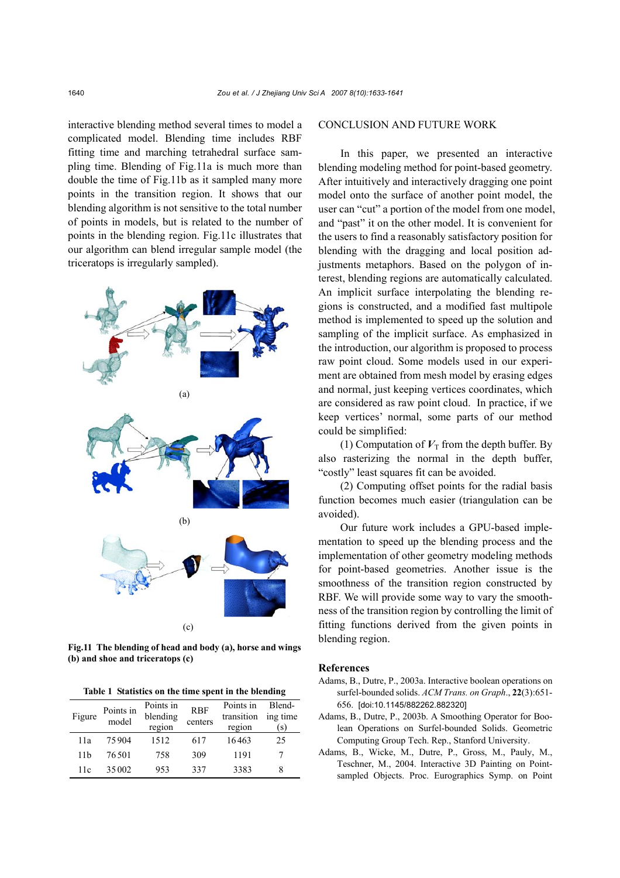interactive blending method several times to model a complicated model. Blending time includes RBF fitting time and marching tetrahedral surface sampling time. Blending of Fig.11a is much more than double the time of Fig.11b as it sampled many more points in the transition region. It shows that our blending algorithm is not sensitive to the total number of points in models, but is related to the number of points in the blending region. Fig.11c illustrates that our algorithm can blend irregular sample model (the triceratops is irregularly sampled).

(a)

(b)

(c)

**Fig.11 The blending of head and body (a), horse and wings (b) and shoe and triceratops (c)**

**Table 1 Statistics on the time spent in the blending**

| Figure | Points in model | Points in blending region | RBF centers | Points in transition region | Blending time (s) |
|---|---|---|---|---|---|
| 11a | 75904 | 1512 | 617 | 16463 | 25 |
| 11b | 76501 | 758 | 309 | 1191 | 7 |
| 11c | 35002 | 953 | 337 | 3383 | 8 |

## CONCLUSION AND FUTURE WORK

In this paper, we presented an interactive blending modeling method for point-based geometry. After intuitively and interactively dragging one point model onto the surface of another point model, the user can "cut" a portion of the model from one model, and "past" it on the other model. It is convenient for the users to find a reasonably satisfactory position for blending with the dragging and local position adjustments metaphors. Based on the polygon of interest, blending regions are automatically calculated. An implicit surface interpolating the blending regions is constructed, and a modified fast multipole method is implemented to speed up the solution and sampling of the implicit surface. As emphasized in the introduction, our algorithm is proposed to process raw point cloud. Some models used in our experiment are obtained from mesh model by erasing edges and normal, just keeping vertices coordinates, which are considered as raw point cloud. In practice, if we keep vertices' normal, some parts of our method could be simplified:

(1) Computation of $\boldsymbol{V}_{\mathrm{T}}$ from the depth buffer. By also rasterizing the normal in the depth buffer, "costly" least squares fit can be avoided.

(2) Computing offset points for the radial basis function becomes much easier (triangulation can be avoided).

Our future work includes a GPU-based implementation to speed up the blending process and the implementation of other geometry modeling methods for point-based geometries. Another issue is the smoothness of the transition region constructed by RBF. We will provide some way to vary the smoothness of the transition region by controlling the limit of fitting functions derived from the given points in blending region.

## References

Adams, B., Dutre, P., 2003a. Interactive boolean operations on surfel-bounded solids. *ACM Trans. on Graph.*, **22**(3):651-656. [doi:10.1145/882262.882320]

Adams, B., Dutre, P., 2003b. A Smoothing Operator for Boolean Operations on Surfel-bounded Solids. Geometric Computing Group Tech. Rep., Stanford University.

Adams, B., Wicke, M., Dutre, P., Gross, M., Pauly, M., Teschner, M., 2004. Interactive 3D Painting on Point-sampled Objects. Proc. Eurographics Symp. on Point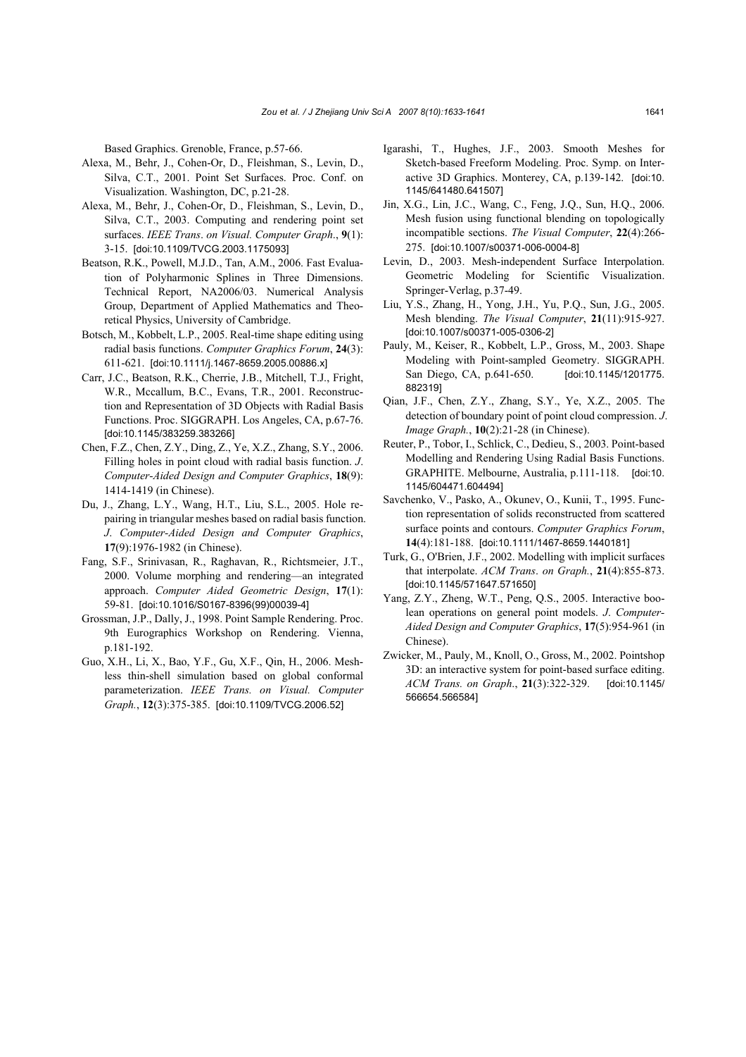Based Graphics. Grenoble, France, p.57-66.

Alexa, M., Behr, J., Cohen-Or, D., Fleishman, S., Levin, D., Silva, C.T., 2001. Point Set Surfaces. Proc. Conf. on Visualization. Washington, DC, p.21-28.

Alexa, M., Behr, J., Cohen-Or, D., Fleishman, S., Levin, D., Silva, C.T., 2003. Computing and rendering point set surfaces. *IEEE Trans. on Visual. Computer Graph.*, **9**(1): 3-15. [doi:10.1109/TVCG.2003.1175093]

Beatson, R.K., Powell, M.J.D., Tan, A.M., 2006. Fast Evaluation of Polyharmonic Splines in Three Dimensions. Technical Report, NA2006/03. Numerical Analysis Group, Department of Applied Mathematics and Theoretical Physics, University of Cambridge.

Botsch, M., Kobbelt, L.P., 2005. Real-time shape editing using radial basis functions. *Computer Graphics Forum*, **24**(3): 611-621. [doi:10.1111/j.1467-8659.2005.00886.x]

Carr, J.C., Beatson, R.K., Cherrie, J.B., Mitchell, T.J., Fright, W.R., Mccallum, B.C., Evans, T.R., 2001. Reconstruction and Representation of 3D Objects with Radial Basis Functions. Proc. SIGGRAPH. Los Angeles, CA, p.67-76. [doi:10.1145/383259.383266]

Chen, F.Z., Chen, Z.Y., Ding, Z., Ye, X.Z., Zhang, S.Y., 2006. Filling holes in point cloud with radial basis function. *J. Computer-Aided Design and Computer Graphics*, **18**(9): 1414-1419 (in Chinese).

Du, J., Zhang, L.Y., Wang, H.T., Liu, S.L., 2005. Hole repairing in triangular meshes based on radial basis function. *J. Computer-Aided Design and Computer Graphics*, **17**(9):1976-1982 (in Chinese).

Fang, S.F., Srinivasan, R., Raghavan, R., Richtsmeier, J.T., 2000. Volume morphing and rendering—an integrated approach. *Computer Aided Geometric Design*, **17**(1): 59-81. [doi:10.1016/S0167-8396(99)00039-4]

Grossman, J.P., Dally, J., 1998. Point Sample Rendering. Proc. 9th Eurographics Workshop on Rendering. Vienna, p.181-192.

Guo, X.H., Li, X., Bao, Y.F., Gu, X.F., Qin, H., 2006. Meshless thin-shell simulation based on global conformal parameterization. *IEEE Trans. on Visual. Computer Graph.*, **12**(3):375-385. [doi:10.1109/TVCG.2006.52]

Igarashi, T., Hughes, J.F., 2003. Smooth Meshes for Sketch-based Freeform Modeling. Proc. Symp. on Interactive 3D Graphics. Monterey, CA, p.139-142. [doi:10.1145/641480.641507]

Jin, X.G., Lin, J.C., Wang, C., Feng, J.Q., Sun, H.Q., 2006. Mesh fusion using functional blending on topologically incompatible sections. *The Visual Computer*, **22**(4):266-275. [doi:10.1007/s00371-006-0004-8]

Levin, D., 2003. Mesh-independent Surface Interpolation. Geometric Modeling for Scientific Visualization. Springer-Verlag, p.37-49.

Liu, Y.S., Zhang, H., Yong, J.H., Yu, P.Q., Sun, J.G., 2005. Mesh blending. *The Visual Computer*, **21**(11):915-927. [doi:10.1007/s00371-005-0306-2]

Pauly, M., Keiser, R., Kobbelt, L.P., Gross, M., 2003. Shape Modeling with Point-sampled Geometry. SIGGRAPH. San Diego, CA, p.641-650. [doi:10.1145/1201775.882319]

Qian, J.F., Chen, Z.Y., Zhang, S.Y., Ye, X.Z., 2005. The detection of boundary point of point cloud compression. *J. Image Graph.*, **10**(2):21-28 (in Chinese).

Reuter, P., Tobor, I., Schlick, C., Dedieu, S., 2003. Point-based Modelling and Rendering Using Radial Basis Functions. GRAPHITE. Melbourne, Australia, p.111-118. [doi:10.1145/604471.604494]

Savchenko, V., Pasko, A., Okunev, O., Kunii, T., 1995. Function representation of solids reconstructed from scattered surface points and contours. *Computer Graphics Forum*, **14**(4):181-188. [doi:10.1111/1467-8659.1440181]

Turk, G., O'Brien, J.F., 2002. Modelling with implicit surfaces that interpolate. *ACM Trans. on Graph.*, **21**(4):855-873. [doi:10.1145/571647.571650]

Yang, Z.Y., Zheng, W.T., Peng, Q.S., 2005. Interactive boolean operations on general point models. *J. Computer-Aided Design and Computer Graphics*, **17**(5):954-961 (in Chinese).

Zwicker, M., Pauly, M., Knoll, O., Gross, M., 2002. Pointshop 3D: an interactive system for point-based surface editing. *ACM Trans. on Graph.*, **21**(3):322-329. [doi:10.1145/566654.566584]